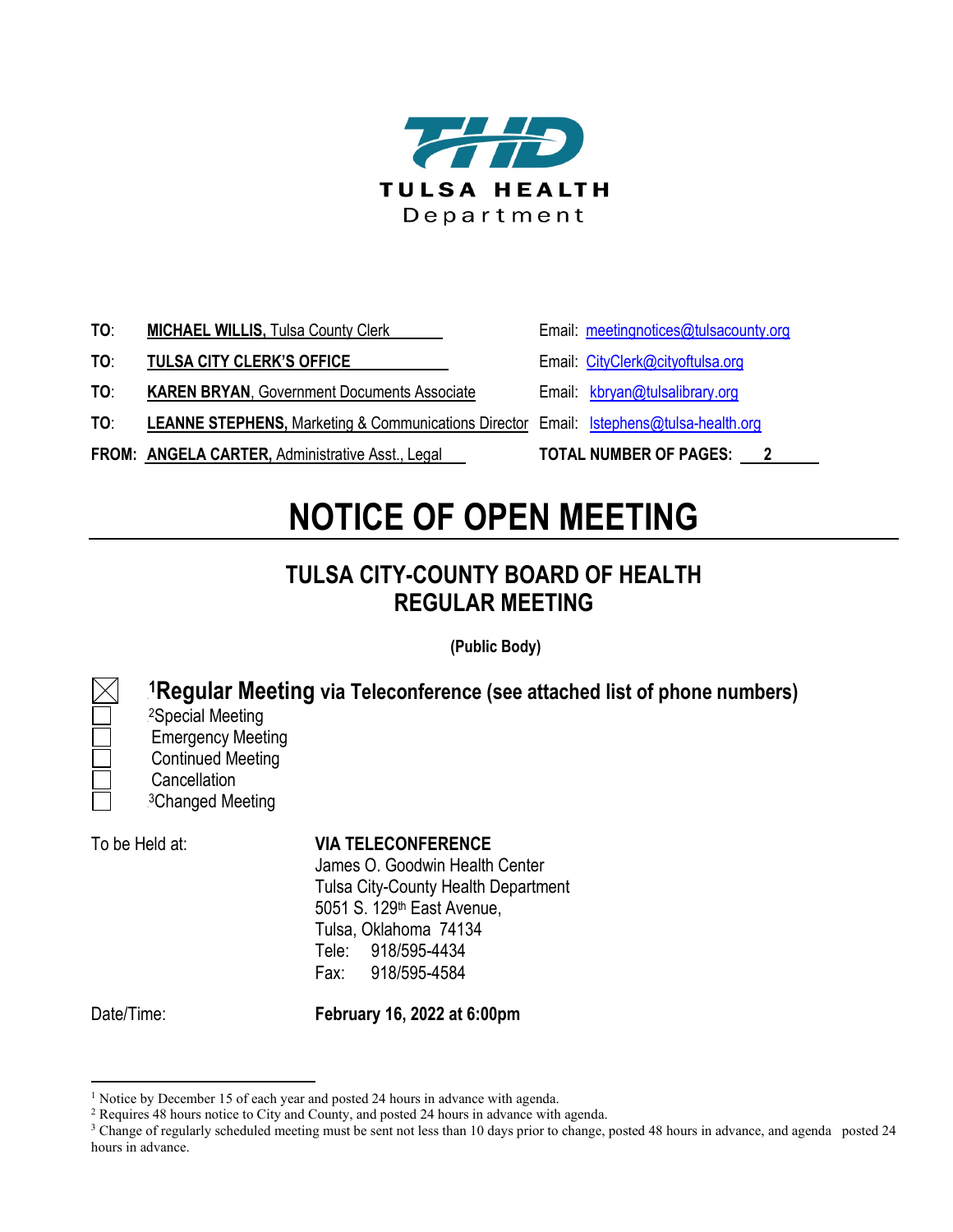**TULSA HEALTH Department**

**TO**: **MICHAEL WILLIS,** Tulsa County Clerk — Email: meetingnotices@tulsacounty.org

**TO**: **TULSA CITY CLERK'S OFFICE** — Email: CityClerk@cityoftulsa.org

**TO**: **KAREN BRYAN**, Government Documents Associate — Email: kbryan@tulsalibrary.org

**TO**: **LEANNE STEPHENS,** Marketing & Communications Director — Email: lstephens@tulsa-health.org

**FROM: ANGELA CARTER,** Administrative Asst., Legal — **TOTAL NUMBER OF PAGES: 2**

# NOTICE OF OPEN MEETING

## TULSA CITY-COUNTY BOARD OF HEALTH REGULAR MEETING

**(Public Body)**

- [X] [1]**Regular Meeting via Teleconference (see attached list of phone numbers)**
- [ ] [2]Special Meeting
- [ ] Emergency Meeting
- [ ] Continued Meeting
- [ ] Cancellation
- [ ] [3]Changed Meeting

To be Held at:

**VIA TELECONFERENCE**
James O. Goodwin Health Center
Tulsa City-County Health Department
5051 S. 129th East Avenue,
Tulsa, Oklahoma 74134
Tele: 918/595-4434
Fax: 918/595-4584

Date/Time: **February 16, 2022 at 6:00pm**

---

[1] Notice by December 15 of each year and posted 24 hours in advance with agenda.
[2] Requires 48 hours notice to City and County, and posted 24 hours in advance with agenda.
[3] Change of regularly scheduled meeting must be sent not less than 10 days prior to change, posted 48 hours in advance, and agenda posted 24 hours in advance.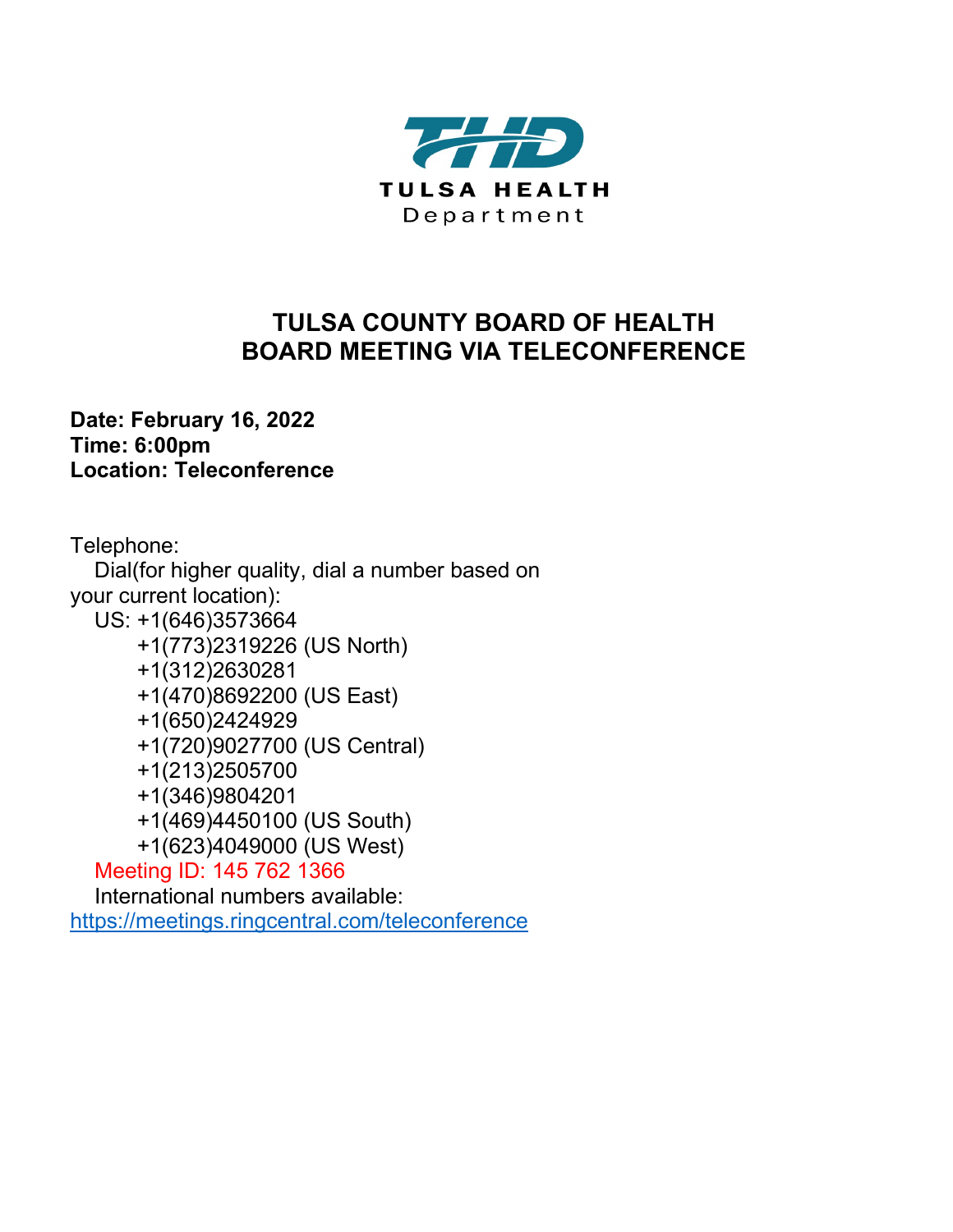TULSA HEALTH
Department

# TULSA COUNTY BOARD OF HEALTH
# BOARD MEETING VIA TELECONFERENCE

**Date: February 16, 2022**
**Time: 6:00pm**
**Location: Teleconference**

Telephone:
Dial(for higher quality, dial a number based on your current location):
US: +1(646)3573664
+1(773)2319226 (US North)
+1(312)2630281
+1(470)8692200 (US East)
+1(650)2424929
+1(720)9027700 (US Central)
+1(213)2505700
+1(346)9804201
+1(469)4450100 (US South)
+1(623)4049000 (US West)
Meeting ID: 145 762 1366
International numbers available:
https://meetings.ringcentral.com/teleconference